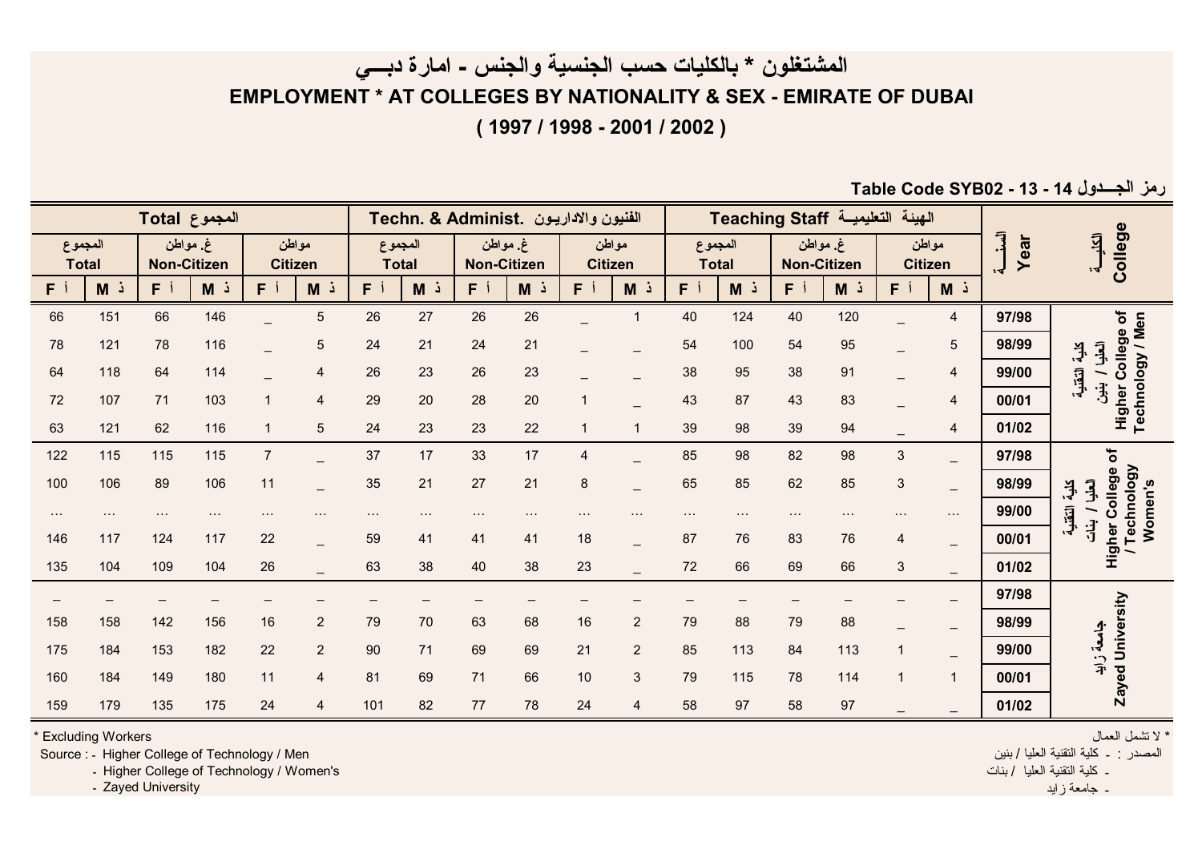# المشتغلون * بالكليات حسب الجنسية والجنس - امارة دبـــي

## EMPLOYMENT * AT COLLEGES BY NATIONALITY & SEX - EMIRATE OF DUBAI

## ( 1997 / 1998 - 2001 / 2002 )

Table Code SYB02 - 13 - 14 رمز الجـــدول

| Total المجموع | | | | | | Techn. & Administ. الفنيون والاداريـون | | | | | | Teaching Staff الهيئة التعليميــة | | | | | | السنــة Year | الكليــة College |
|---|---|---|---|---|---|---|---|---|---|---|---|---|---|---|---|---|---|---|---|
| المجموع Total | | غ. مواطن Non-Citizen | | مواطن Citizen | | المجموع Total | | غ. مواطن Non-Citizen | | مواطن Citizen | | المجموع Total | | غ. مواطن Non-Citizen | | مواطن Citizen | | | |
| F أ | M ذ | F أ | M ذ | F أ | M ذ | F أ | M ذ | F أ | M ذ | F أ | M ذ | F أ | M ذ | F أ | M ذ | F أ | M ذ | | |
| 66 | 151 | 66 | 146 | _ | 5 | 26 | 27 | 26 | 26 | _ | 1 | 40 | 124 | 40 | 120 | _ | 4 | 97/98 | كلية التقنية العليا / بنين Higher College of Technology / Men |
| 78 | 121 | 78 | 116 | _ | 5 | 24 | 21 | 24 | 21 | _ | _ | 54 | 100 | 54 | 95 | _ | 5 | 98/99 | |
| 64 | 118 | 64 | 114 | _ | 4 | 26 | 23 | 26 | 23 | _ | _ | 38 | 95 | 38 | 91 | _ | 4 | 99/00 | |
| 72 | 107 | 71 | 103 | 1 | 4 | 29 | 20 | 28 | 20 | 1 | _ | 43 | 87 | 43 | 83 | _ | 4 | 00/01 | |
| 63 | 121 | 62 | 116 | 1 | 5 | 24 | 23 | 23 | 22 | 1 | 1 | 39 | 98 | 39 | 94 | _ | 4 | 01/02 | |
| 122 | 115 | 115 | 115 | 7 | _ | 37 | 17 | 33 | 17 | 4 | _ | 85 | 98 | 82 | 98 | 3 | _ | 97/98 | كلية التقنية العليا / بنات Higher College of Technology / Women's |
| 100 | 106 | 89 | 106 | 11 | _ | 35 | 21 | 27 | 21 | 8 | _ | 65 | 85 | 62 | 85 | 3 | _ | 98/99 | |
| … | … | … | … | … | … | … | … | … | … | … | … | … | … | … | … | … | … | 99/00 | |
| 146 | 117 | 124 | 117 | 22 | _ | 59 | 41 | 41 | 41 | 18 | _ | 87 | 76 | 83 | 76 | 4 | _ | 00/01 | |
| 135 | 104 | 109 | 104 | 26 | _ | 63 | 38 | 40 | 38 | 23 | _ | 72 | 66 | 69 | 66 | 3 | _ | 01/02 | |
| _ | _ | _ | _ | _ | _ | _ | _ | _ | _ | _ | _ | _ | _ | _ | _ | _ | _ | 97/98 | جامعة زايد Zayed University |
| 158 | 158 | 142 | 156 | 16 | 2 | 79 | 70 | 63 | 68 | 16 | 2 | 79 | 88 | 79 | 88 | _ | _ | 98/99 | |
| 175 | 184 | 153 | 182 | 22 | 2 | 90 | 71 | 69 | 69 | 21 | 2 | 85 | 113 | 84 | 113 | 1 | _ | 99/00 | |
| 160 | 184 | 149 | 180 | 11 | 4 | 81 | 69 | 71 | 66 | 10 | 3 | 79 | 115 | 78 | 114 | 1 | 1 | 00/01 | |
| 159 | 179 | 135 | 175 | 24 | 4 | 101 | 82 | 77 | 78 | 24 | 4 | 58 | 97 | 58 | 97 | _ | _ | 01/02 | |

* Excluding Workers

Source : - Higher College of Technology / Men
- Higher College of Technology / Women's
- Zayed University

* لا تشمل العمال

المصدر : - كلية التقنية العليا / بنين
- كلية التقنية العليا / بنات
- جامعة زايد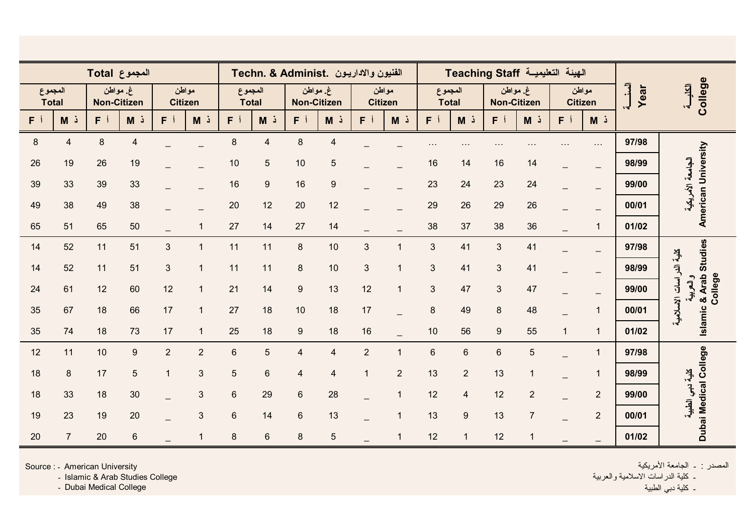| المجموع Total | | | | | | Techn. & Administ. الفنيون والاداريون | | | | | | Teaching Staff الهيئة التعليمية | | | | | | السنة Year | الكلية College |
|---|---|---|---|---|---|---|---|---|---|---|---|---|---|---|---|---|---|---|---|
| المجموع Total | | غ. مواطن Non-Citizen | | مواطن Citizen | | المجموع Total | | غ. مواطن Non-Citizen | | مواطن Citizen | | المجموع Total | | غ. مواطن Non-Citizen | | مواطن Citizen | | | |
| F أ | M ذ | F أ | M ذ | F أ | M ذ | F أ | M ذ | F أ | M ذ | F أ | M ذ | F أ | M ذ | F أ | M ذ | F أ | M ذ | | |
| 8 | 4 | 8 | 4 | _ | _ | 8 | 4 | 8 | 4 | _ | _ | … | … | … | … | … | … | 97/98 | الجامعة الأمريكية American University |
| 26 | 19 | 26 | 19 | _ | _ | 10 | 5 | 10 | 5 | _ | _ | 16 | 14 | 16 | 14 | _ | _ | 98/99 | |
| 39 | 33 | 39 | 33 | _ | _ | 16 | 9 | 16 | 9 | _ | _ | 23 | 24 | 23 | 24 | _ | _ | 99/00 | |
| 49 | 38 | 49 | 38 | _ | _ | 20 | 12 | 20 | 12 | _ | _ | 29 | 26 | 29 | 26 | _ | _ | 00/01 | |
| 65 | 51 | 65 | 50 | _ | 1 | 27 | 14 | 27 | 14 | _ | _ | 38 | 37 | 38 | 36 | _ | 1 | 01/02 | |
| 14 | 52 | 11 | 51 | 3 | 1 | 11 | 11 | 8 | 10 | 3 | 1 | 3 | 41 | 3 | 41 | _ | _ | 97/98 | كلية الدراسات الاسلامية والعربية Islamic & Arab Studies College |
| 14 | 52 | 11 | 51 | 3 | 1 | 11 | 11 | 8 | 10 | 3 | 1 | 3 | 41 | 3 | 41 | _ | _ | 98/99 | |
| 24 | 61 | 12 | 60 | 12 | 1 | 21 | 14 | 9 | 13 | 12 | 1 | 3 | 47 | 3 | 47 | _ | _ | 99/00 | |
| 35 | 67 | 18 | 66 | 17 | 1 | 27 | 18 | 10 | 18 | 17 | _ | 8 | 49 | 8 | 48 | _ | 1 | 00/01 | |
| 35 | 74 | 18 | 73 | 17 | 1 | 25 | 18 | 9 | 18 | 16 | _ | 10 | 56 | 9 | 55 | 1 | 1 | 01/02 | |
| 12 | 11 | 10 | 9 | 2 | 2 | 6 | 5 | 4 | 4 | 2 | 1 | 6 | 6 | 6 | 5 | _ | 1 | 97/98 | كلية دبي الطبية Dubai Medical College |
| 18 | 8 | 17 | 5 | 1 | 3 | 5 | 6 | 4 | 4 | 1 | 2 | 13 | 2 | 13 | 1 | _ | 1 | 98/99 | |
| 18 | 33 | 18 | 30 | _ | 3 | 6 | 29 | 6 | 28 | _ | 1 | 12 | 4 | 12 | 2 | _ | 2 | 99/00 | |
| 19 | 23 | 19 | 20 | _ | 3 | 6 | 14 | 6 | 13 | _ | 1 | 13 | 9 | 13 | 7 | _ | 2 | 00/01 | |
| 20 | 7 | 20 | 6 | _ | 1 | 8 | 6 | 8 | 5 | _ | 1 | 12 | 1 | 12 | 1 | _ | _ | 01/02 | |

Source : - American University
- Islamic & Arab Studies College
- Dubai Medical College

المصدر : - الجامعة الأمريكية
- كلية الدراسات الاسلامية والعربية
- كلية دبي الطبية